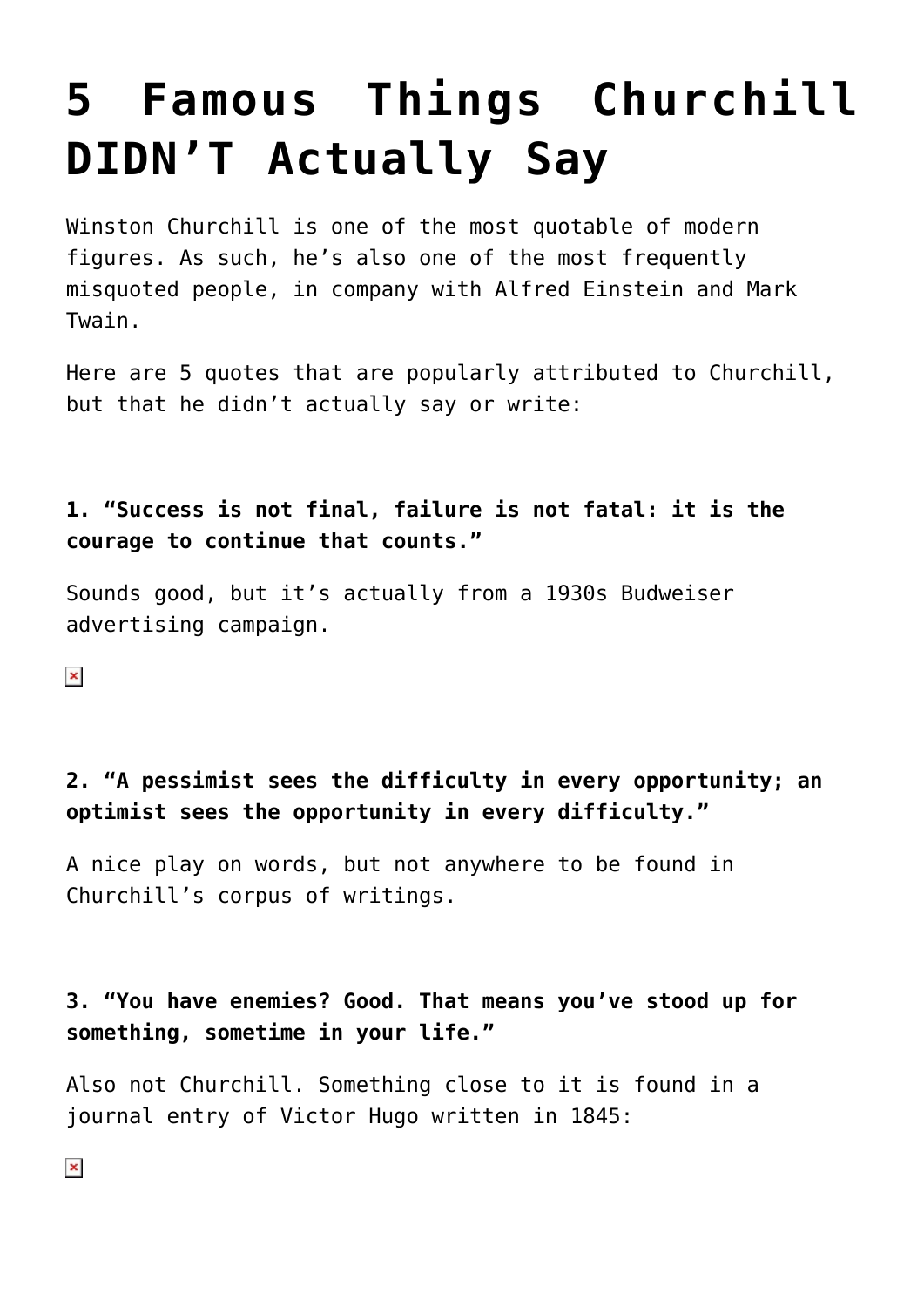# 5 Famous Things Churchill DIDN'T Actually Say

Winston Churchill is one of the most quotable of modern figures. As such, he's also one of the most frequently misquoted people, in company with Alfred Einstein and Mark Twain.

Here are 5 quotes that are popularly attributed to Churchill, but that he didn't actually say or write:

**1. "Success is not final, failure is not fatal: it is the courage to continue that counts."**

Sounds good, but it's actually from a 1930s Budweiser advertising campaign.

**2. "A pessimist sees the difficulty in every opportunity; an optimist sees the opportunity in every difficulty."**

A nice play on words, but not anywhere to be found in Churchill's corpus of writings.

**3. "You have enemies? Good. That means you've stood up for something, sometime in your life."**

Also not Churchill. Something close to it is found in a journal entry of Victor Hugo written in 1845: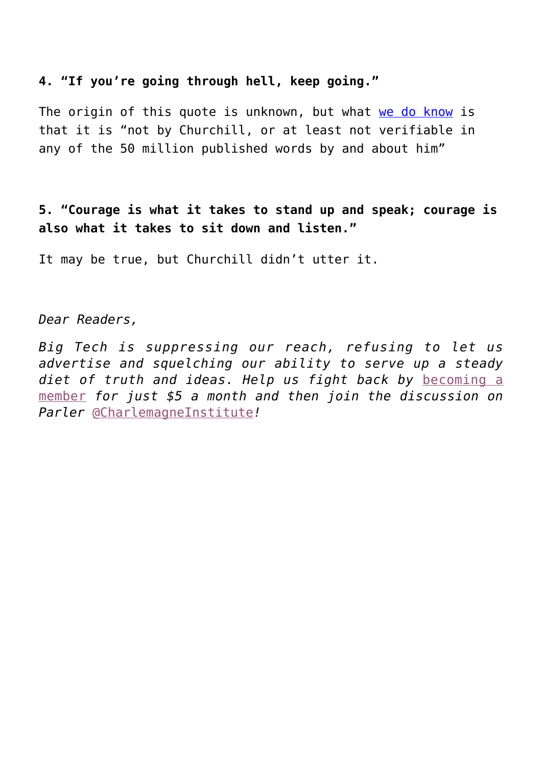**4. “If you’re going through hell, keep going.”**

The origin of this quote is unknown, but what we do know is that it is “not by Churchill, or at least not verifiable in any of the 50 million published words by and about him”

**5. “Courage is what it takes to stand up and speak; courage is also what it takes to sit down and listen.”**

It may be true, but Churchill didn’t utter it.

*Dear Readers,*

*Big Tech is suppressing our reach, refusing to let us advertise and squelching our ability to serve up a steady diet of truth and ideas. Help us fight back by becoming a member for just $5 a month and then join the discussion on Parler @CharlemagneInstitute!*